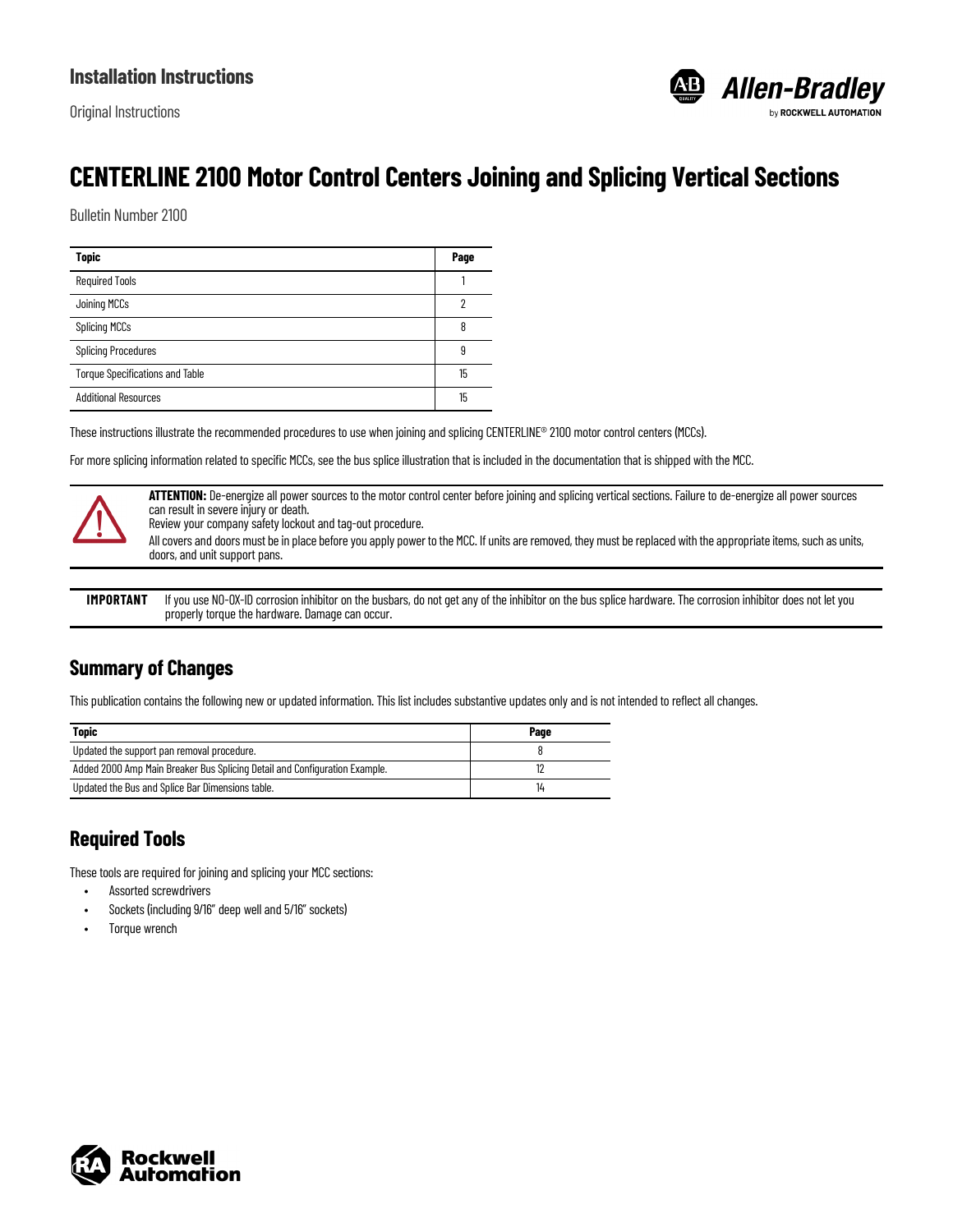Installation Instructions

Original Instructions

# CENTERLINE 2100 Motor Control Centers Joining and Splicing Vertical Sections

Bulletin Number 2100

| Topic | Page |
|---|---|
| Required Tools | 1 |
| Joining MCCs | 2 |
| Splicing MCCs | 8 |
| Splicing Procedures | 9 |
| Torque Specifications and Table | 15 |
| Additional Resources | 15 |

These instructions illustrate the recommended procedures to use when joining and splicing CENTERLINE® 2100 motor control centers (MCCs).

For more splicing information related to specific MCCs, see the bus splice illustration that is included in the documentation that is shipped with the MCC.

**ATTENTION:** De-energize all power sources to the motor control center before joining and splicing vertical sections. Failure to de-energize all power sources can result in severe injury or death.
Review your company safety lockout and tag-out procedure.
All covers and doors must be in place before you apply power to the MCC. If units are removed, they must be replaced with the appropriate items, such as units, doors, and unit support pans.

**IMPORTANT** If you use NO-OX-ID corrosion inhibitor on the busbars, do not get any of the inhibitor on the bus splice hardware. The corrosion inhibitor does not let you properly torque the hardware. Damage can occur.

## Summary of Changes

This publication contains the following new or updated information. This list includes substantive updates only and is not intended to reflect all changes.

| Topic | Page |
|---|---|
| Updated the support pan removal procedure. | 8 |
| Added 2000 Amp Main Breaker Bus Splicing Detail and Configuration Example. | 12 |
| Updated the Bus and Splice Bar Dimensions table. | 14 |

## Required Tools

These tools are required for joining and splicing your MCC sections:

- Assorted screwdrivers
- Sockets (including 9/16" deep well and 5/16" sockets)
- Torque wrench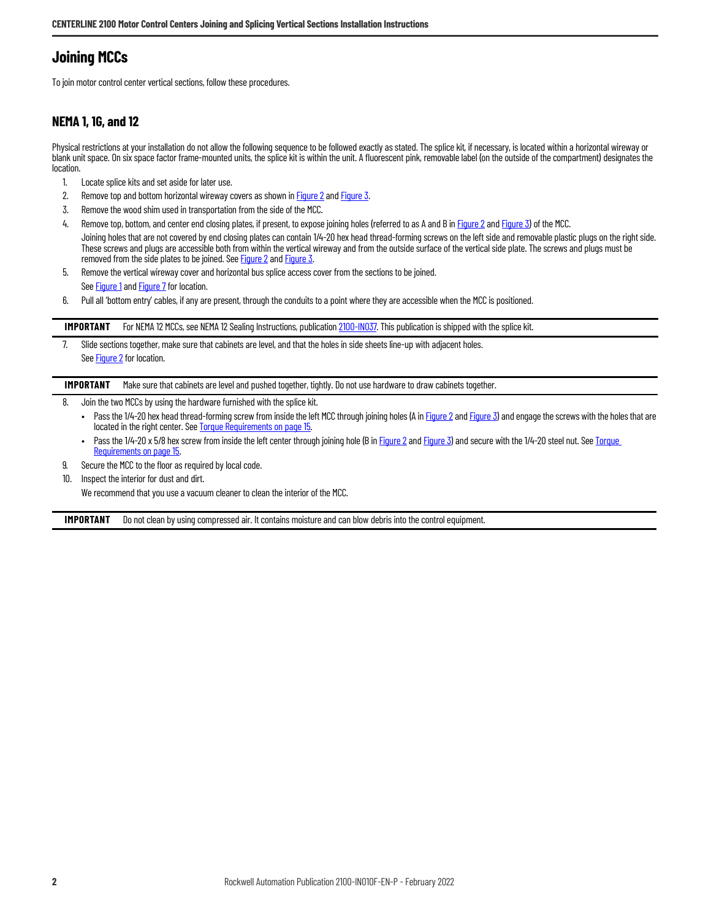## Joining MCCs

To join motor control center vertical sections, follow these procedures.

### NEMA 1, 1G, and 12

Physical restrictions at your installation do not allow the following sequence to be followed exactly as stated. The splice kit, if necessary, is located within a horizontal wireway or blank unit space. On six space factor frame-mounted units, the splice kit is within the unit. A fluorescent pink, removable label (on the outside of the compartment) designates the location.

1. Locate splice kits and set aside for later use.
2. Remove top and bottom horizontal wireway covers as shown in Figure 2 and Figure 3.
3. Remove the wood shim used in transportation from the side of the MCC.
4. Remove top, bottom, and center end closing plates, if present, to expose joining holes (referred to as A and B in Figure 2 and Figure 3) of the MCC.

   Joining holes that are not covered by end closing plates can contain 1/4-20 hex head thread-forming screws on the left side and removable plastic plugs on the right side. These screws and plugs are accessible both from within the vertical wireway and from the outside surface of the vertical side plate. The screws and plugs must be removed from the side plates to be joined. See Figure 2 and Figure 3.
5. Remove the vertical wireway cover and horizontal bus splice access cover from the sections to be joined.

   See Figure 1 and Figure 7 for location.
6. Pull all 'bottom entry' cables, if any are present, through the conduits to a point where they are accessible when the MCC is positioned.

| **IMPORTANT** | For NEMA 12 MCCs, see NEMA 12 Sealing Instructions, publication 2100-IN037. This publication is shipped with the splice kit. |
|---|---|

7. Slide sections together, make sure that cabinets are level, and that the holes in side sheets line-up with adjacent holes.

   See Figure 2 for location.

| **IMPORTANT** | Make sure that cabinets are level and pushed together, tightly. Do not use hardware to draw cabinets together. |
|---|---|

8. Join the two MCCs by using the hardware furnished with the splice kit.
   - Pass the 1/4-20 hex head thread-forming screw from inside the left MCC through joining holes (A in Figure 2 and Figure 3) and engage the screws with the holes that are located in the right center. See Torque Requirements on page 15.
   - Pass the 1/4-20 x 5/8 hex screw from inside the left center through joining hole (B in Figure 2 and Figure 3) and secure with the 1/4-20 steel nut. See Torque Requirements on page 15.
9. Secure the MCC to the floor as required by local code.
10. Inspect the interior for dust and dirt.

    We recommend that you use a vacuum cleaner to clean the interior of the MCC.

| **IMPORTANT** | Do not clean by using compressed air. It contains moisture and can blow debris into the control equipment. |
|---|---|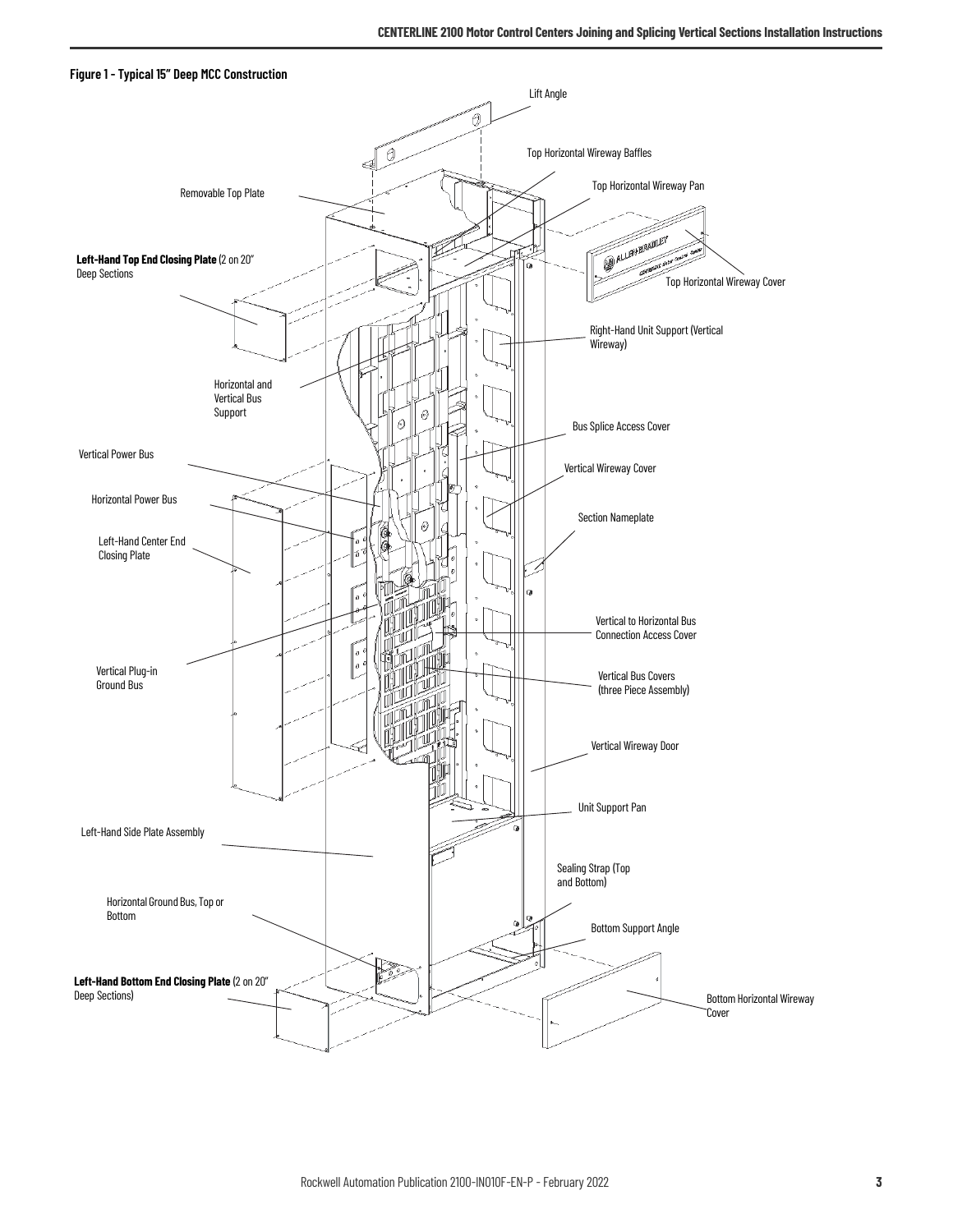**Figure 1 - Typical 15" Deep MCC Construction**

Lift Angle

Top Horizontal Wireway Baffles

Top Horizontal Wireway Pan

Removable Top Plate

**Left-Hand Top End Closing Plate** (2 on 20" Deep Sections

Top Horizontal Wireway Cover

Right-Hand Unit Support (Vertical Wireway)

Horizontal and Vertical Bus Support

Bus Splice Access Cover

Vertical Power Bus

Vertical Wireway Cover

Horizontal Power Bus

Section Nameplate

Left-Hand Center End Closing Plate

Vertical to Horizontal Bus Connection Access Cover

Vertical Plug-in Ground Bus

Vertical Bus Covers (three Piece Assembly)

Vertical Wireway Door

Unit Support Pan

Left-Hand Side Plate Assembly

Sealing Strap (Top and Bottom)

Horizontal Ground Bus, Top or Bottom

Bottom Support Angle

**Left-Hand Bottom End Closing Plate** (2 on 20" Deep Sections)

Bottom Horizontal Wireway Cover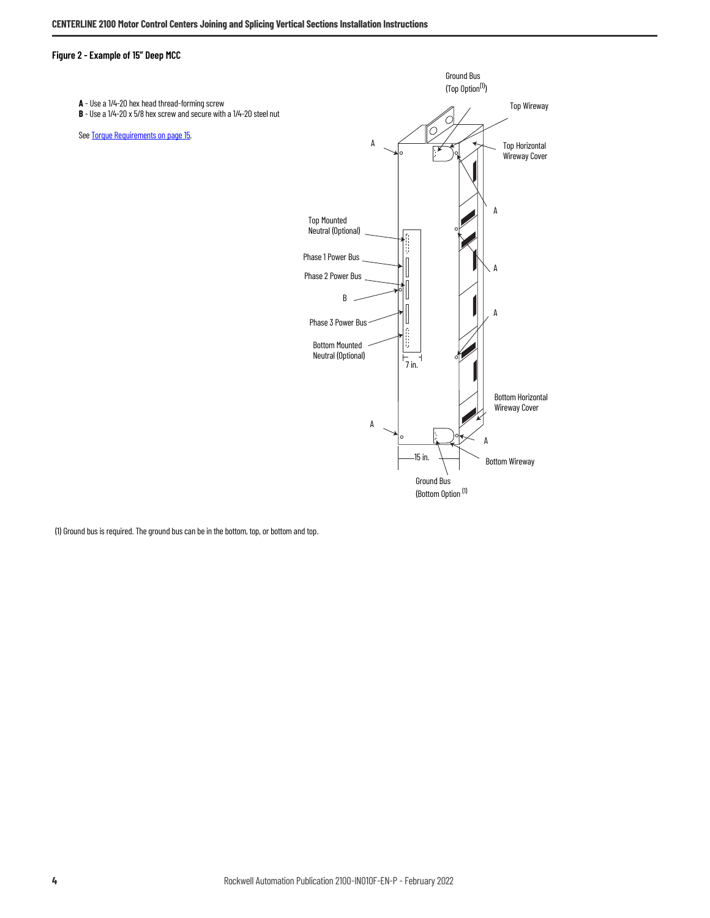**Figure 2 - Example of 15" Deep MCC**

**A** - Use a 1/4-20 hex head thread-forming screw
**B** - Use a 1/4-20 x 5/8 hex screw and secure with a 1/4-20 steel nut

See Torque Requirements on page 15.

Ground Bus (Top Option[1])

Top Wireway

Top Horizontal Wireway Cover

Top Mounted Neutral (Optional)

Phase 1 Power Bus

Phase 2 Power Bus

Phase 3 Power Bus

Bottom Mounted Neutral (Optional)

7 in.

15 in.

Bottom Horizontal Wireway Cover

Bottom Wireway

Ground Bus (Bottom Option [1])

(1) Ground bus is required. The ground bus can be in the bottom, top, or bottom and top.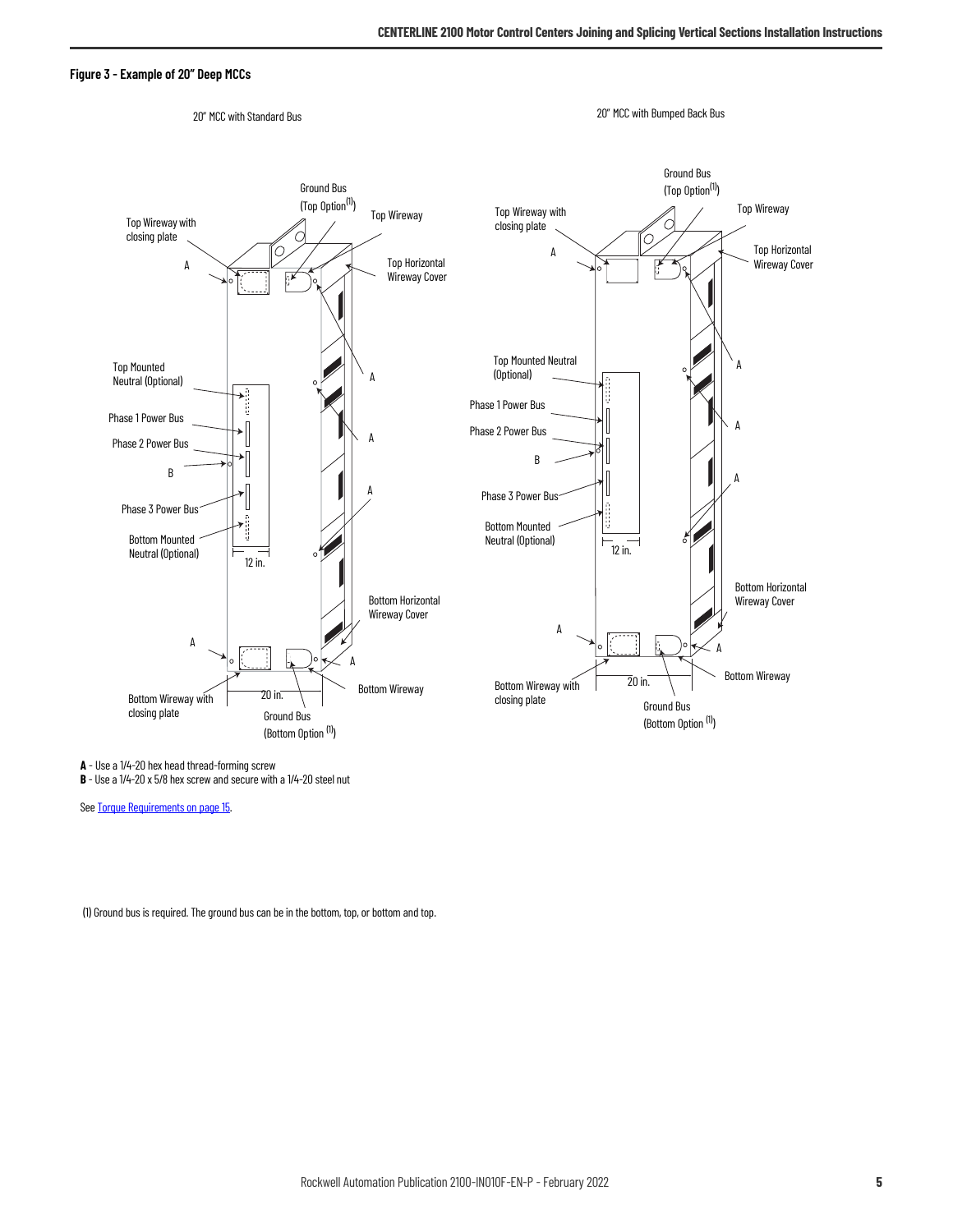**Figure 3 - Example of 20" Deep MCCs**

20" MCC with Standard Bus

20" MCC with Bumped Back Bus

Ground Bus (Top Option[1])

Top Wireway with closing plate

Top Wireway

Top Horizontal Wireway Cover

Top Mounted Neutral (Optional)

Phase 1 Power Bus

Phase 2 Power Bus

Phase 3 Power Bus

Bottom Mounted Neutral (Optional)

12 in.

20 in.

Bottom Horizontal Wireway Cover

Bottom Wireway

Bottom Wireway with closing plate

Ground Bus (Bottom Option [1])

**A** - Use a 1/4-20 hex head thread-forming screw

**B** - Use a 1/4-20 x 5/8 hex screw and secure with a 1/4-20 steel nut

See Torque Requirements on page 15.

(1) Ground bus is required. The ground bus can be in the bottom, top, or bottom and top.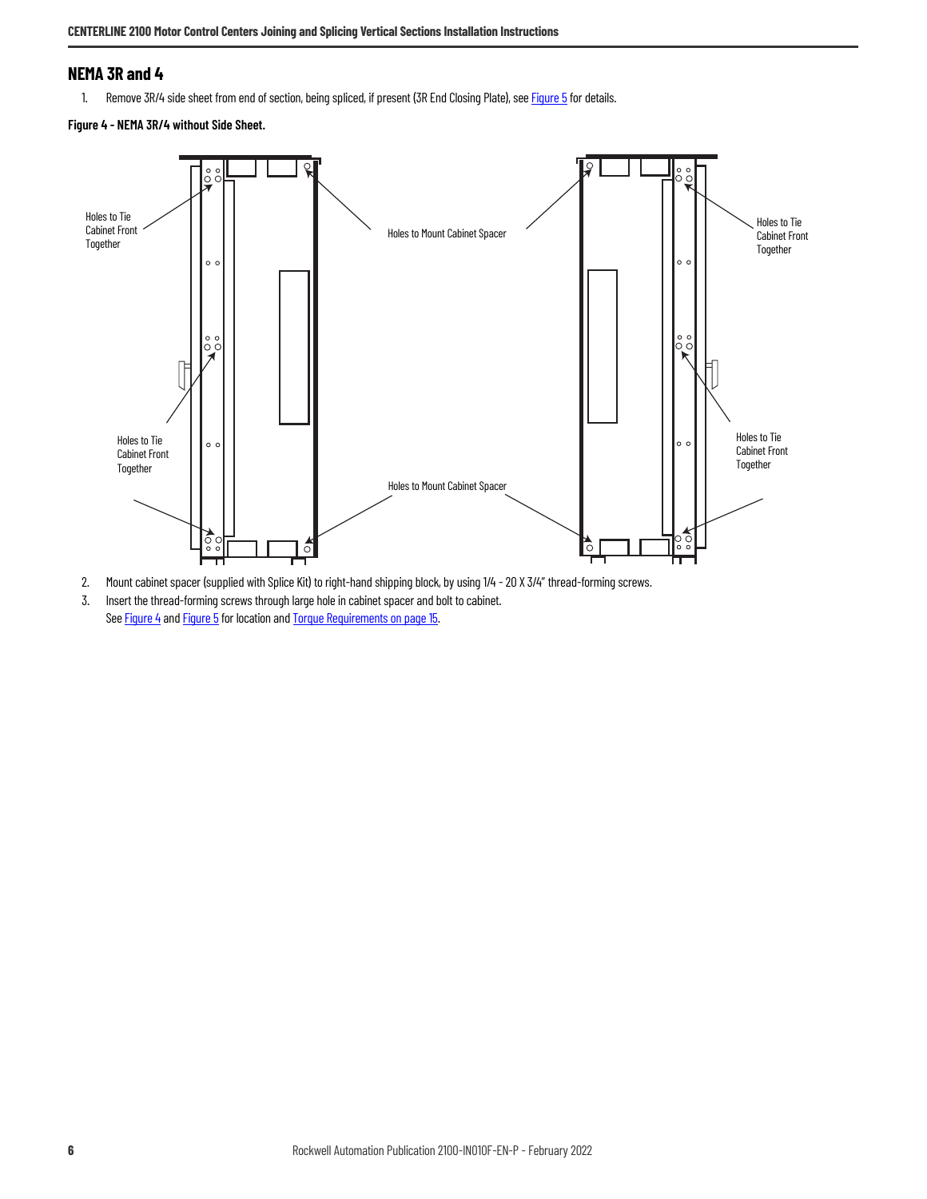## NEMA 3R and 4

1. Remove 3R/4 side sheet from end of section, being spliced, if present (3R End Closing Plate), see Figure 5 for details.

**Figure 4 - NEMA 3R/4 without Side Sheet.**

Holes to Tie Cabinet Front Together

Holes to Mount Cabinet Spacer

Holes to Tie Cabinet Front Together

Holes to Tie Cabinet Front Together

Holes to Tie Cabinet Front Together

Holes to Mount Cabinet Spacer

2. Mount cabinet spacer (supplied with Splice Kit) to right-hand shipping block, by using 1/4 - 20 X 3/4" thread-forming screws.
3. Insert the thread-forming screws through large hole in cabinet spacer and bolt to cabinet.
   See Figure 4 and Figure 5 for location and Torque Requirements on page 15.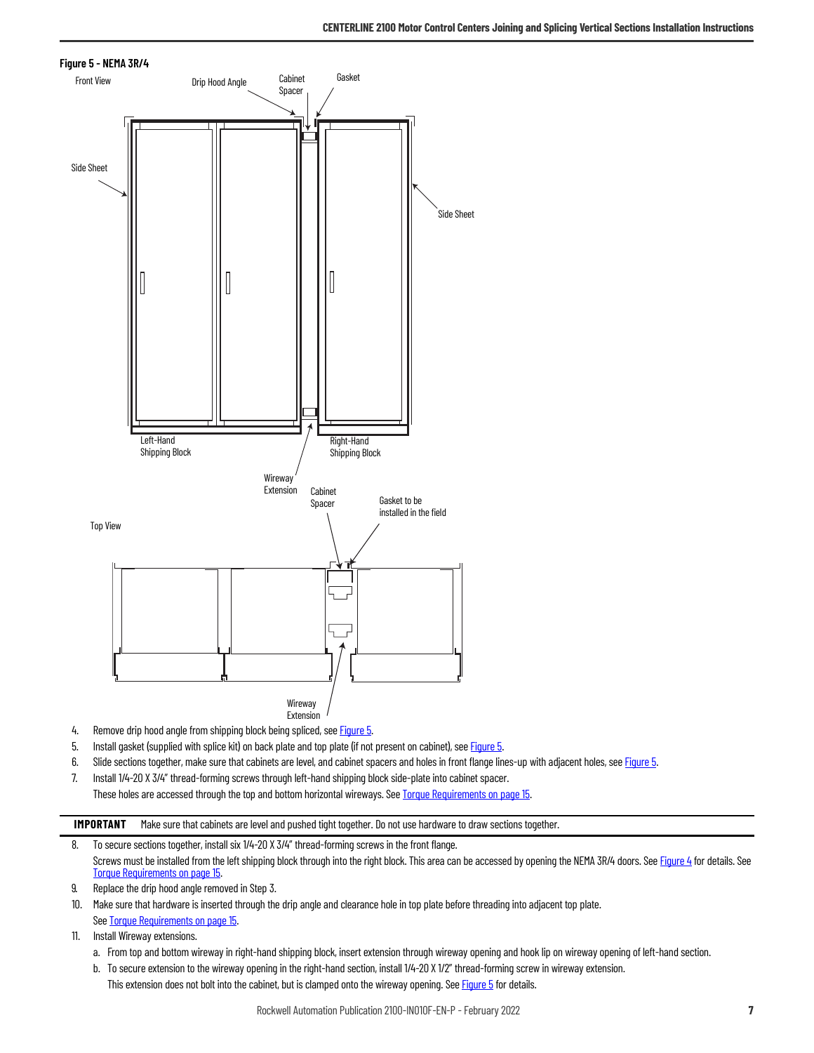**Figure 5 - NEMA 3R/4**

Front View

Drip Hood Angle

Cabinet Spacer

Gasket

Side Sheet

Side Sheet

Left-Hand Shipping Block

Right-Hand Shipping Block

Wireway Extension

Top View

Cabinet Spacer

Gasket to be installed in the field

Wireway Extension

4. Remove drip hood angle from shipping block being spliced, see Figure 5.
5. Install gasket (supplied with splice kit) on back plate and top plate (if not present on cabinet), see Figure 5.
6. Slide sections together, make sure that cabinets are level, and cabinet spacers and holes in front flange lines-up with adjacent holes, see Figure 5.
7. Install 1/4-20 X 3/4″ thread-forming screws through left-hand shipping block side-plate into cabinet spacer.

   These holes are accessed through the top and bottom horizontal wireways. See Torque Requirements on page 15.

**IMPORTANT** Make sure that cabinets are level and pushed tight together. Do not use hardware to draw sections together.

8. To secure sections together, install six 1/4-20 X 3/4″ thread-forming screws in the front flange.

   Screws must be installed from the left shipping block through into the right block. This area can be accessed by opening the NEMA 3R/4 doors. See Figure 4 for details. See Torque Requirements on page 15.
9. Replace the drip hood angle removed in Step 3.
10. Make sure that hardware is inserted through the drip angle and clearance hole in top plate before threading into adjacent top plate.

    See Torque Requirements on page 15.
11. Install Wireway extensions.
    a. From top and bottom wireway in right-hand shipping block, insert extension through wireway opening and hook lip on wireway opening of left-hand section.
    b. To secure extension to the wireway opening in the right-hand section, install 1/4-20 X 1/2″ thread-forming screw in wireway extension.

       This extension does not bolt into the cabinet, but is clamped onto the wireway opening. See Figure 5 for details.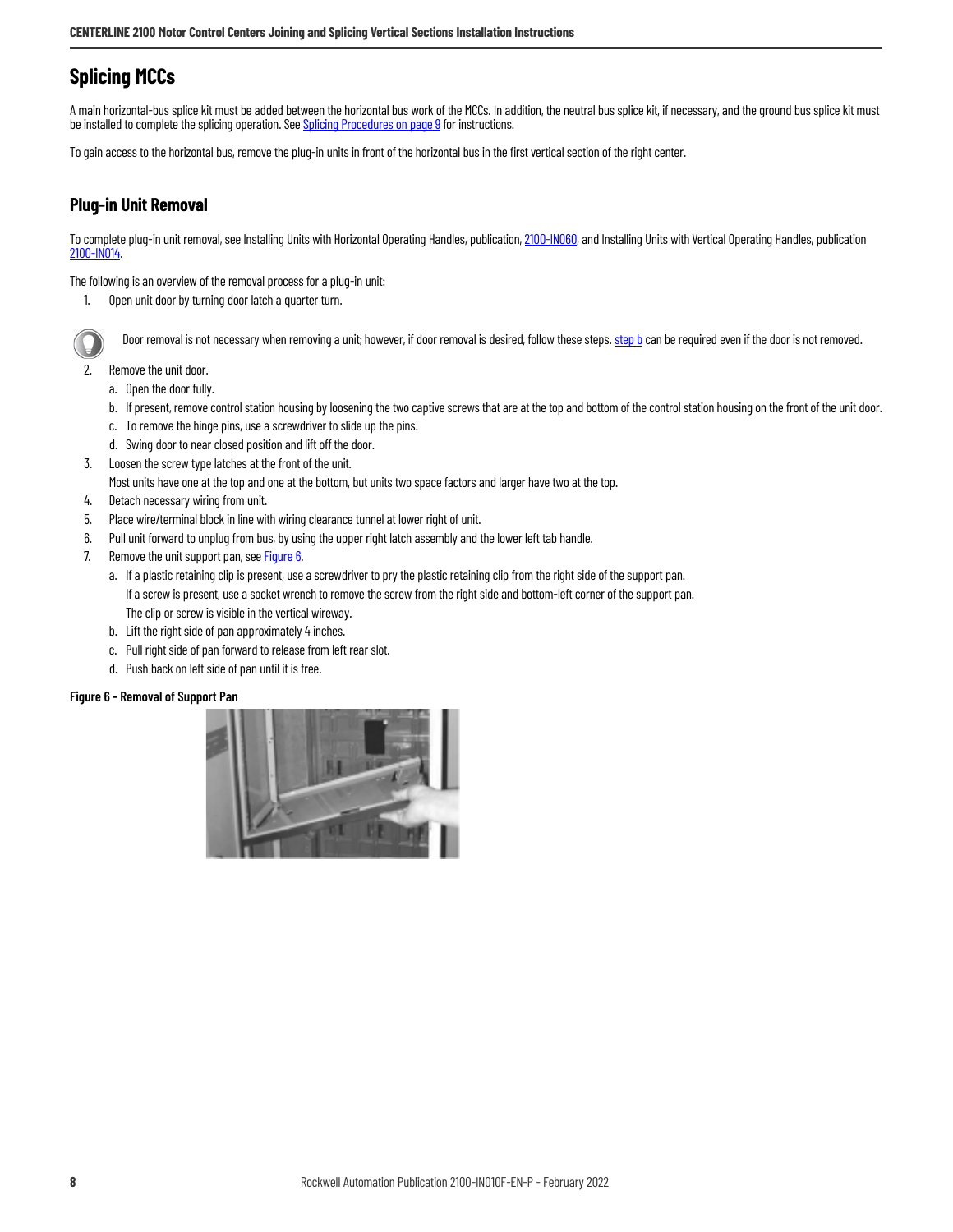## Splicing MCCs

A main horizontal-bus splice kit must be added between the horizontal bus work of the MCCs. In addition, the neutral bus splice kit, if necessary, and the ground bus splice kit must be installed to complete the splicing operation. See Splicing Procedures on page 9 for instructions.

To gain access to the horizontal bus, remove the plug-in units in front of the horizontal bus in the first vertical section of the right center.

### Plug-in Unit Removal

To complete plug-in unit removal, see Installing Units with Horizontal Operating Handles, publication, 2100-IN060, and Installing Units with Vertical Operating Handles, publication 2100-IN014.

The following is an overview of the removal process for a plug-in unit:

1. Open unit door by turning door latch a quarter turn.

   Door removal is not necessary when removing a unit; however, if door removal is desired, follow these steps. step b can be required even if the door is not removed.

2. Remove the unit door.
   a. Open the door fully.
   b. If present, remove control station housing by loosening the two captive screws that are at the top and bottom of the control station housing on the front of the unit door.
   c. To remove the hinge pins, use a screwdriver to slide up the pins.
   d. Swing door to near closed position and lift off the door.
3. Loosen the screw type latches at the front of the unit.
   Most units have one at the top and one at the bottom, but units two space factors and larger have two at the top.
4. Detach necessary wiring from unit.
5. Place wire/terminal block in line with wiring clearance tunnel at lower right of unit.
6. Pull unit forward to unplug from bus, by using the upper right latch assembly and the lower left tab handle.
7. Remove the unit support pan, see Figure 6.
   a. If a plastic retaining clip is present, use a screwdriver to pry the plastic retaining clip from the right side of the support pan.
      If a screw is present, use a socket wrench to remove the screw from the right side and bottom-left corner of the support pan.
      The clip or screw is visible in the vertical wireway.
   b. Lift the right side of pan approximately 4 inches.
   c. Pull right side of pan forward to release from left rear slot.
   d. Push back on left side of pan until it is free.

**Figure 6 - Removal of Support Pan**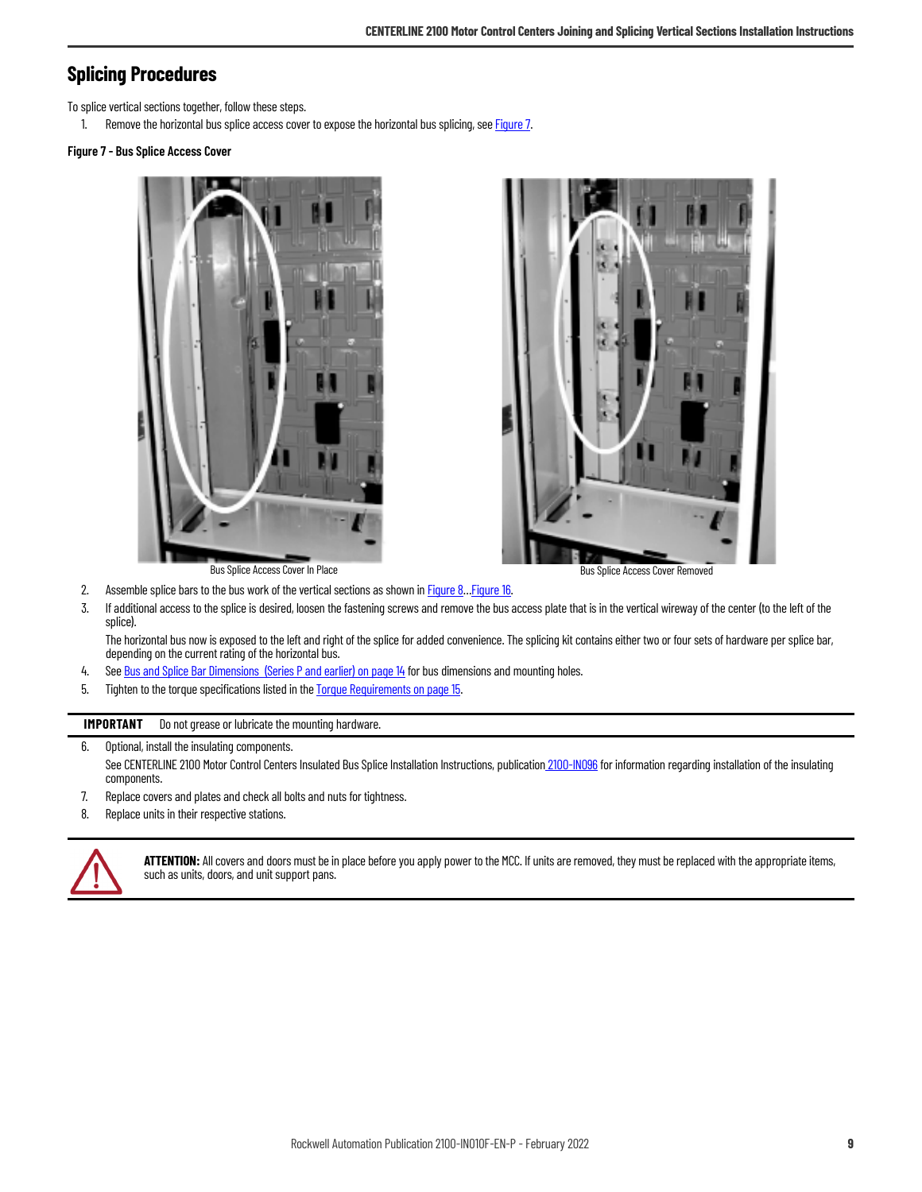## Splicing Procedures

To splice vertical sections together, follow these steps.

1. Remove the horizontal bus splice access cover to expose the horizontal bus splicing, see Figure 7.

**Figure 7 - Bus Splice Access Cover**

Bus Splice Access Cover In Place

Bus Splice Access Cover Removed

2. Assemble splice bars to the bus work of the vertical sections as shown in Figure 8...Figure 16.
3. If additional access to the splice is desired, loosen the fastening screws and remove the bus access plate that is in the vertical wireway of the center (to the left of the splice).

   The horizontal bus now is exposed to the left and right of the splice for added convenience. The splicing kit contains either two or four sets of hardware per splice bar, depending on the current rating of the horizontal bus.
4. See Bus and Splice Bar Dimensions (Series P and earlier) on page 14 for bus dimensions and mounting holes.
5. Tighten to the torque specifications listed in the Torque Requirements on page 15.

**IMPORTANT** Do not grease or lubricate the mounting hardware.

6. Optional, install the insulating components.

   See CENTERLINE 2100 Motor Control Centers Insulated Bus Splice Installation Instructions, publication 2100-IN096 for information regarding installation of the insulating components.
7. Replace covers and plates and check all bolts and nuts for tightness.
8. Replace units in their respective stations.

**ATTENTION:** All covers and doors must be in place before you apply power to the MCC. If units are removed, they must be replaced with the appropriate items, such as units, doors, and unit support pans.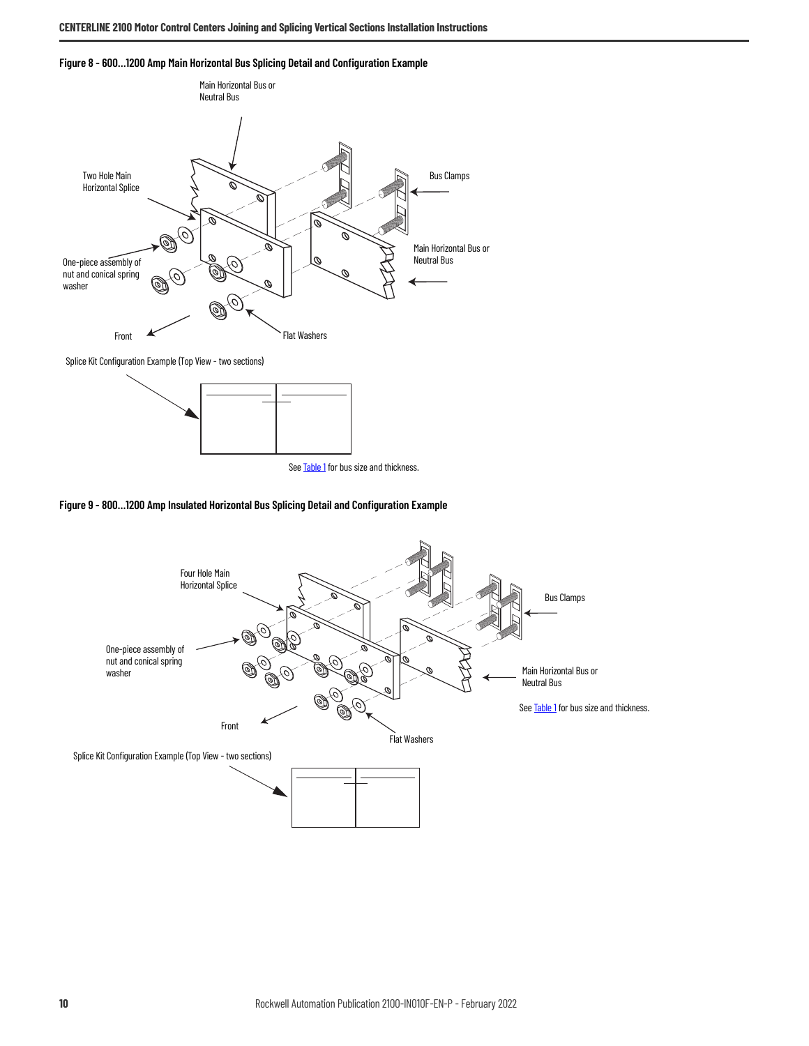**Figure 8 - 600...1200 Amp Main Horizontal Bus Splicing Detail and Configuration Example**

Main Horizontal Bus or Neutral Bus

Two Hole Main Horizontal Splice

Bus Clamps

One-piece assembly of nut and conical spring washer

Main Horizontal Bus or Neutral Bus

Front

Flat Washers

Splice Kit Configuration Example (Top View - two sections)

See Table 1 for bus size and thickness.

**Figure 9 - 800...1200 Amp Insulated Horizontal Bus Splicing Detail and Configuration Example**

Four Hole Main Horizontal Splice

Bus Clamps

One-piece assembly of nut and conical spring washer

Main Horizontal Bus or Neutral Bus

See Table 1 for bus size and thickness.

Front

Flat Washers

Splice Kit Configuration Example (Top View - two sections)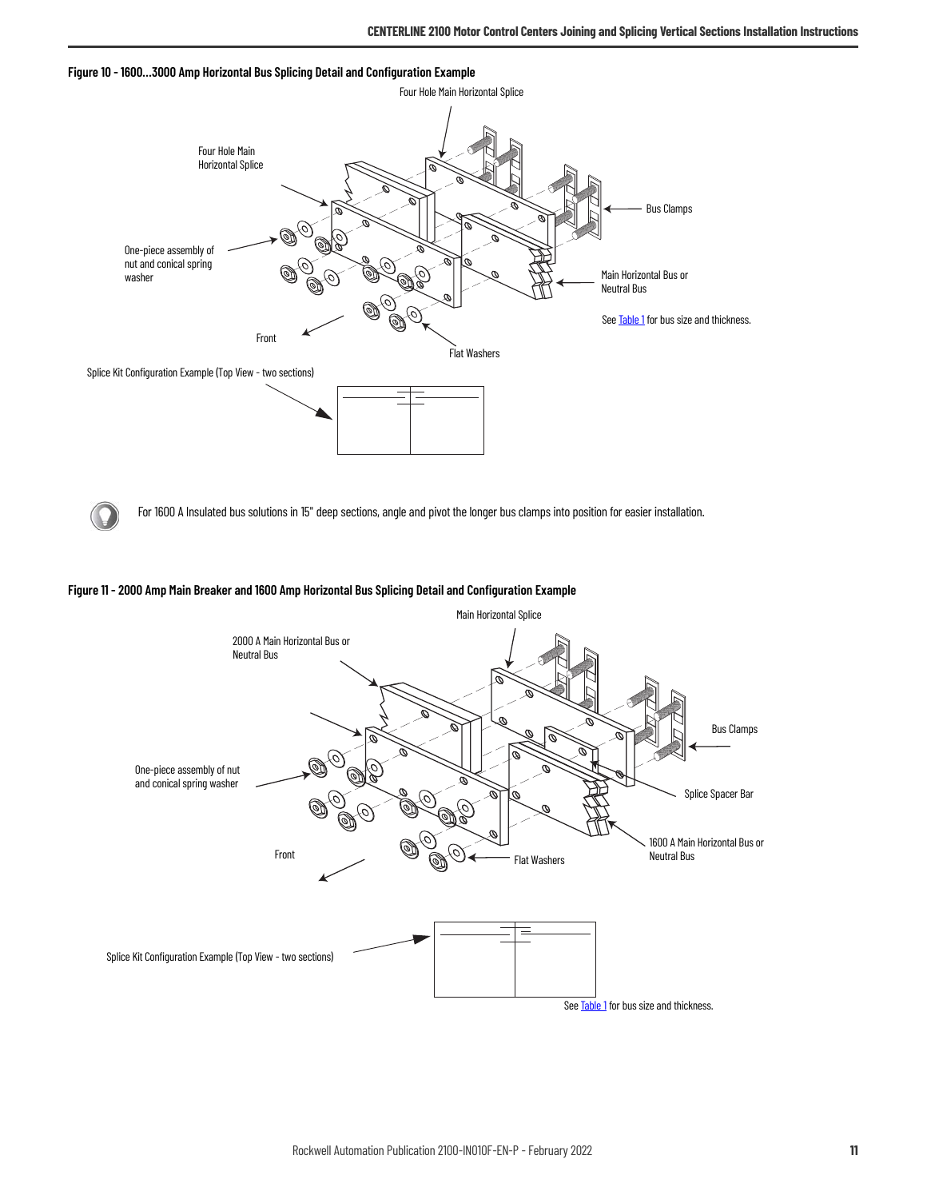**Figure 10 - 1600…3000 Amp Horizontal Bus Splicing Detail and Configuration Example**

Four Hole Main Horizontal Splice

Four Hole Main Horizontal Splice

Bus Clamps

One-piece assembly of nut and conical spring washer

Main Horizontal Bus or Neutral Bus

See Table 1 for bus size and thickness.

Front

Flat Washers

Splice Kit Configuration Example (Top View - two sections)

For 1600 A Insulated bus solutions in 15" deep sections, angle and pivot the longer bus clamps into position for easier installation.

**Figure 11 - 2000 Amp Main Breaker and 1600 Amp Horizontal Bus Splicing Detail and Configuration Example**

Main Horizontal Splice

2000 A Main Horizontal Bus or Neutral Bus

Bus Clamps

One-piece assembly of nut and conical spring washer

Splice Spacer Bar

1600 A Main Horizontal Bus or Neutral Bus

Front

Flat Washers

Splice Kit Configuration Example (Top View - two sections)

See Table 1 for bus size and thickness.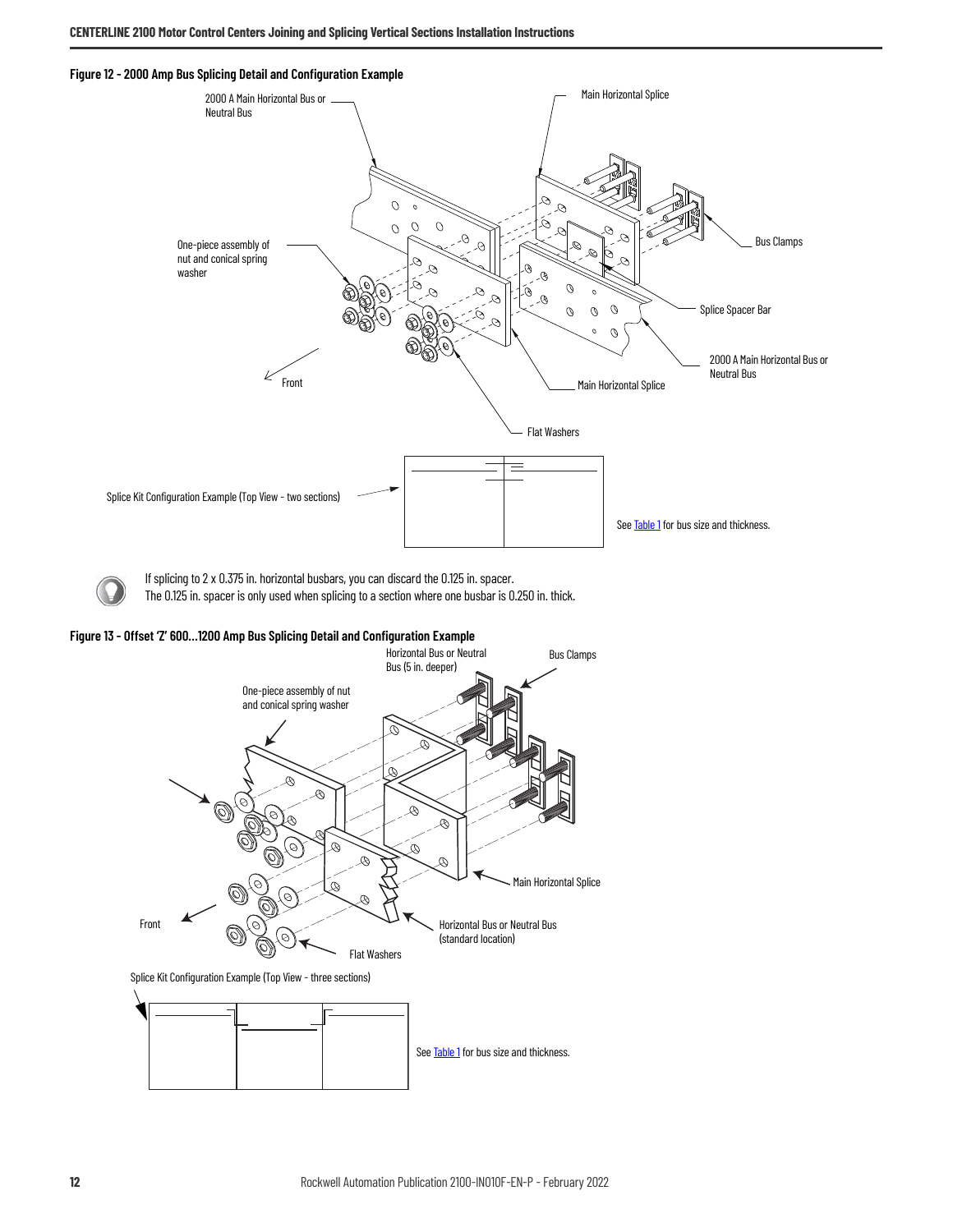**Figure 12 - 2000 Amp Bus Splicing Detail and Configuration Example**

2000 A Main Horizontal Bus or Neutral Bus

Main Horizontal Splice

One-piece assembly of nut and conical spring washer

Bus Clamps

Splice Spacer Bar

2000 A Main Horizontal Bus or Neutral Bus

Front

Main Horizontal Splice

Flat Washers

Splice Kit Configuration Example (Top View - two sections)

See Table 1 for bus size and thickness.

If splicing to 2 x 0.375 in. horizontal busbars, you can discard the 0.125 in. spacer.
The 0.125 in. spacer is only used when splicing to a section where one busbar is 0.250 in. thick.

**Figure 13 - Offset 'Z' 600…1200 Amp Bus Splicing Detail and Configuration Example**

Horizontal Bus or Neutral Bus (5 in. deeper)

Bus Clamps

One-piece assembly of nut and conical spring washer

Main Horizontal Splice

Front

Horizontal Bus or Neutral Bus (standard location)

Flat Washers

Splice Kit Configuration Example (Top View - three sections)

See Table 1 for bus size and thickness.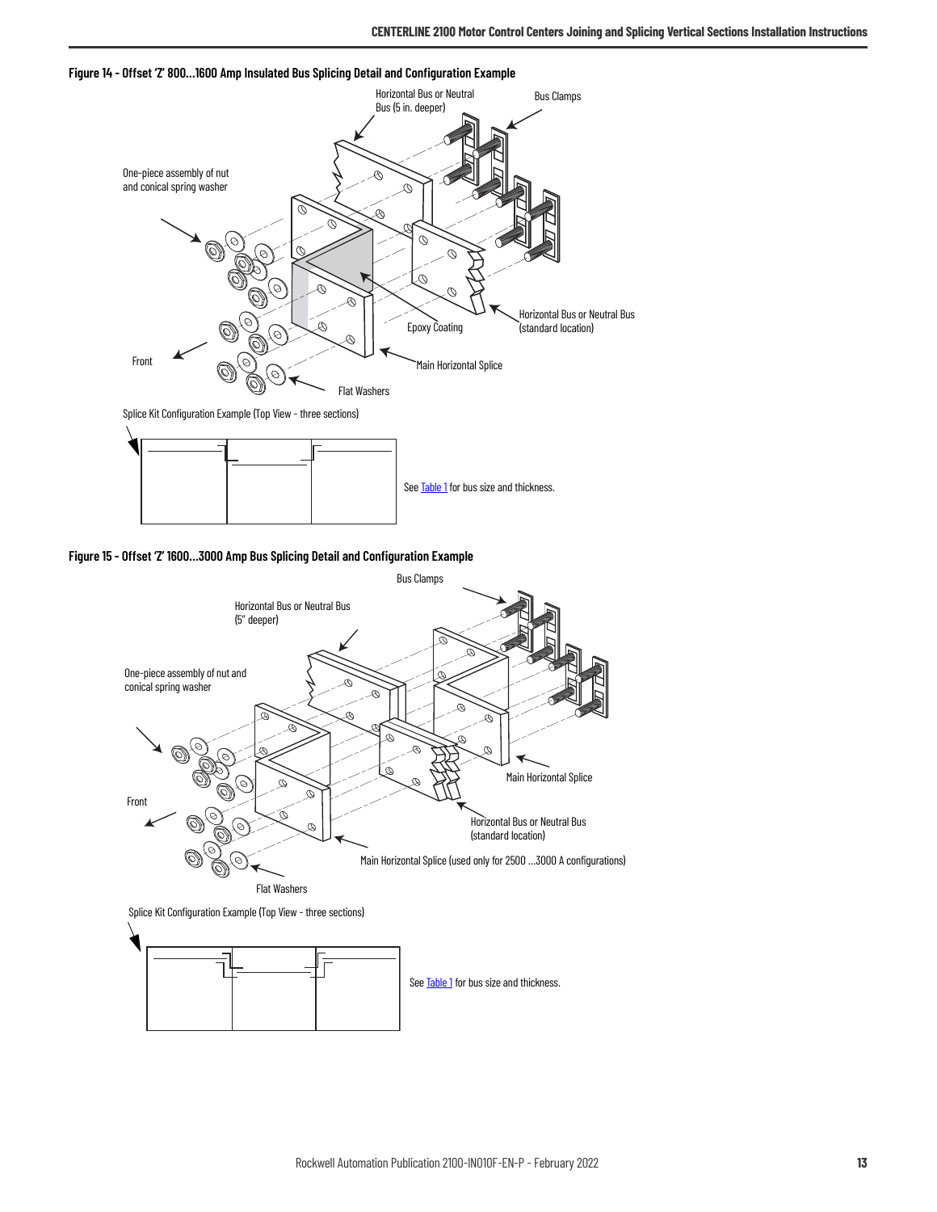**Figure 14 - Offset 'Z' 800...1600 Amp Insulated Bus Splicing Detail and Configuration Example**

Horizontal Bus or Neutral Bus (5 in. deeper)

Bus Clamps

One-piece assembly of nut and conical spring washer

Epoxy Coating

Horizontal Bus or Neutral Bus (standard location)

Front

Main Horizontal Splice

Flat Washers

Splice Kit Configuration Example (Top View - three sections)

See Table 1 for bus size and thickness.

**Figure 15 - Offset 'Z' 1600...3000 Amp Bus Splicing Detail and Configuration Example**

Bus Clamps

Horizontal Bus or Neutral Bus (5" deeper)

One-piece assembly of nut and conical spring washer

Main Horizontal Splice

Front

Horizontal Bus or Neutral Bus (standard location)

Main Horizontal Splice (used only for 2500 ...3000 A configurations)

Flat Washers

Splice Kit Configuration Example (Top View - three sections)

See Table 1 for bus size and thickness.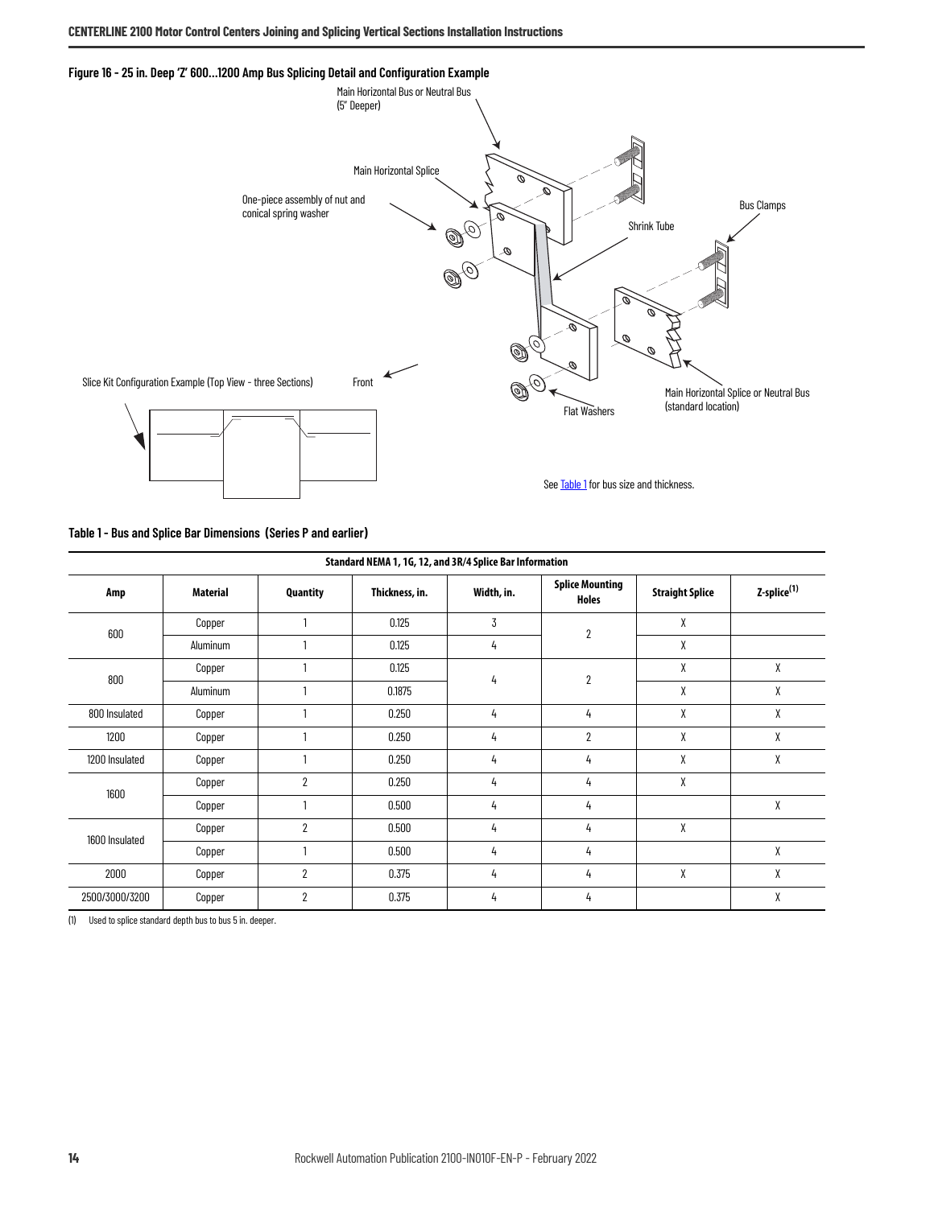**Figure 16 - 25 in. Deep 'Z' 600...1200 Amp Bus Splicing Detail and Configuration Example**

Main Horizontal Bus or Neutral Bus (5" Deeper)

Main Horizontal Splice

One-piece assembly of nut and conical spring washer

Bus Clamps

Shrink Tube

Slice Kit Configuration Example (Top View - three Sections)

Front

Flat Washers

Main Horizontal Splice or Neutral Bus (standard location)

See Table 1 for bus size and thickness.

**Table 1 - Bus and Splice Bar Dimensions (Series P and earlier)**

| Standard NEMA 1, 1G, 12, and 3R/4 Splice Bar Information | | | | | | | |
|---|---|---|---|---|---|---|---|
| **Amp** | **Material** | **Quantity** | **Thickness, in.** | **Width, in.** | **Splice Mounting Holes** | **Straight Splice** | **Z-splice[1]** |
| 600 | Copper | 1 | 0.125 | 3 | 2 | X | |
| | Aluminum | 1 | 0.125 | 4 | | X | |
| 800 | Copper | 1 | 0.125 | 4 | 2 | X | X |
| | Aluminum | 1 | 0.1875 | | | X | X |
| 800 Insulated | Copper | 1 | 0.250 | 4 | 4 | X | X |
| 1200 | Copper | 1 | 0.250 | 4 | 2 | X | X |
| 1200 Insulated | Copper | 1 | 0.250 | 4 | 4 | X | X |
| 1600 | Copper | 2 | 0.250 | 4 | 4 | X | |
| | Copper | 1 | 0.500 | 4 | 4 | | X |
| 1600 Insulated | Copper | 2 | 0.500 | 4 | 4 | X | |
| | Copper | 1 | 0.500 | 4 | 4 | | X |
| 2000 | Copper | 2 | 0.375 | 4 | 4 | X | X |
| 2500/3000/3200 | Copper | 2 | 0.375 | 4 | 4 | | X |

(1) Used to splice standard depth bus to bus 5 in. deeper.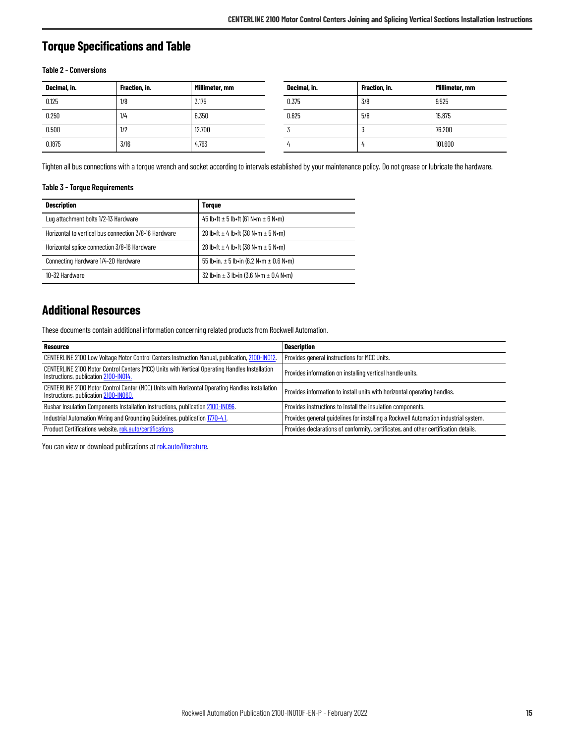## Torque Specifications and Table

**Table 2 - Conversions**

| Decimal, in. | Fraction, in. | Millimeter, mm |
|---|---|---|
| 0.125 | 1/8 | 3.175 |
| 0.250 | 1/4 | 6.350 |
| 0.500 | 1/2 | 12.700 |
| 0.1875 | 3/16 | 4.763 |

| Decimal, in. | Fraction, in. | Millimeter, mm |
|---|---|---|
| 0.375 | 3/8 | 9.525 |
| 0.625 | 5/8 | 15.875 |
| 3 | 3 | 76.200 |
| 4 | 4 | 101.600 |

Tighten all bus connections with a torque wrench and socket according to intervals established by your maintenance policy. Do not grease or lubricate the hardware.

**Table 3 - Torque Requirements**

| Description | Torque |
|---|---|
| Lug attachment bolts 1/2-13 Hardware | 45 lb•ft ± 5 lb•ft (61 N•m ± 6 N•m) |
| Horizontal to vertical bus connection 3/8-16 Hardware | 28 lb•ft ± 4 lb•ft (38 N•m ± 5 N•m) |
| Horizontal splice connection 3/8-16 Hardware | 28 lb•ft ± 4 lb•ft (38 N•m ± 5 N•m) |
| Connecting Hardware 1/4-20 Hardware | 55 lb•in. ± 5 lb•in (6.2 N•m ± 0.6 N•m) |
| 10-32 Hardware | 32 lb•in ± 3 lb•in (3.6 N•m ± 0.4 N•m) |

## Additional Resources

These documents contain additional information concerning related products from Rockwell Automation.

| Resource | Description |
|---|---|
| CENTERLINE 2100 Low Voltage Motor Control Centers Instruction Manual, publication 2100-IN012. | Provides general instructions for MCC Units. |
| CENTERLINE 2100 Motor Control Centers (MCC) Units with Vertical Operating Handles Installation Instructions, publication 2100-IN014. | Provides information on installing vertical handle units. |
| CENTERLINE 2100 Motor Control Center (MCC) Units with Horizontal Operating Handles Installation Instructions, publication 2100-IN060. | Provides information to install units with horizontal operating handles. |
| Busbar Insulation Components Installation Instructions, publication 2100-IN096. | Provides instructions to install the insulation components. |
| Industrial Automation Wiring and Grounding Guidelines, publication 1770-4.1. | Provides general guidelines for installing a Rockwell Automation industrial system. |
| Product Certifications website, rok.auto/certifications. | Provides declarations of conformity, certificates, and other certification details. |

You can view or download publications at rok.auto/literature.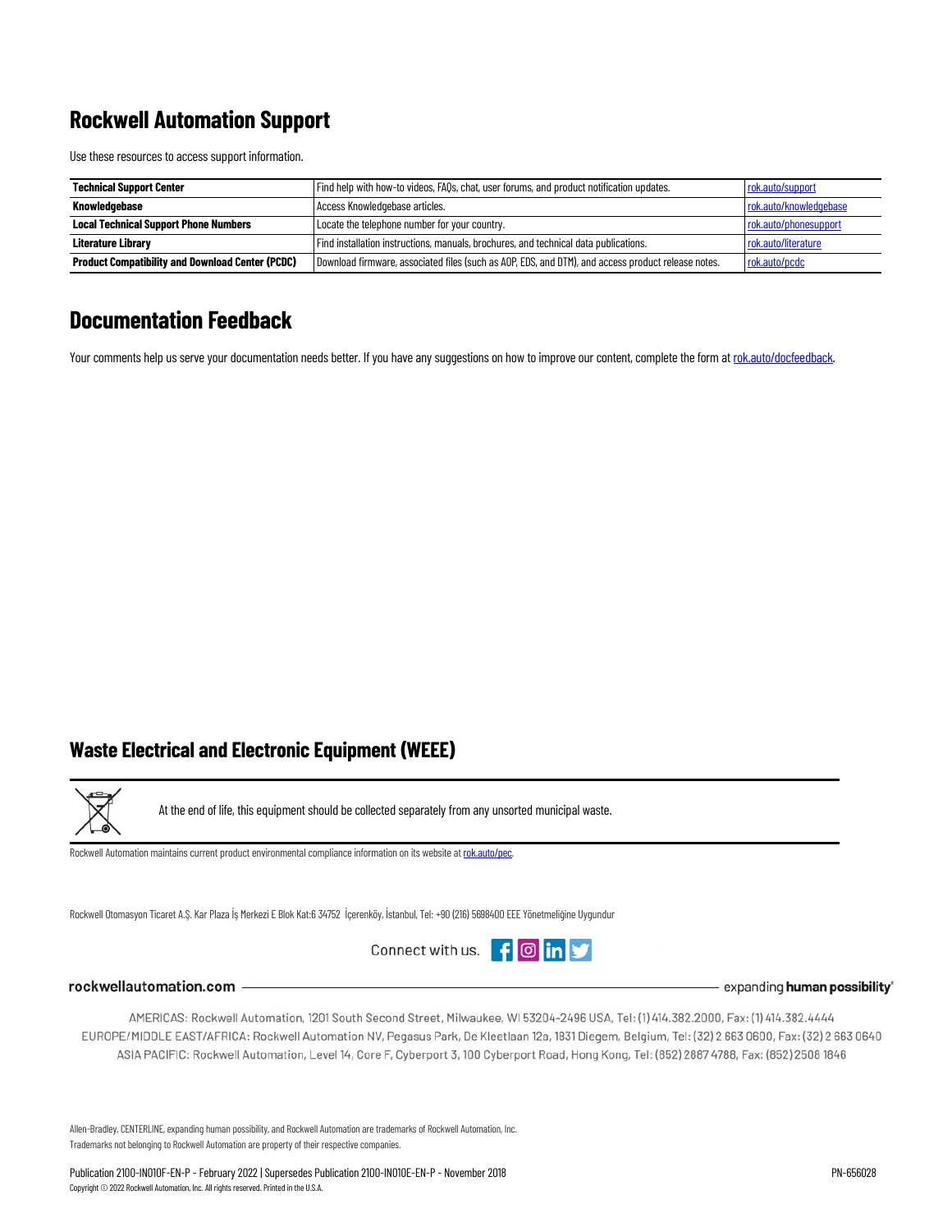## Rockwell Automation Support

Use these resources to access support information.

| | | |
|---|---|---|
| **Technical Support Center** | Find help with how-to videos, FAQs, chat, user forums, and product notification updates. | rok.auto/support |
| **Knowledgebase** | Access Knowledgebase articles. | rok.auto/knowledgebase |
| **Local Technical Support Phone Numbers** | Locate the telephone number for your country. | rok.auto/phonesupport |
| **Literature Library** | Find installation instructions, manuals, brochures, and technical data publications. | rok.auto/literature |
| **Product Compatibility and Download Center (PCDC)** | Download firmware, associated files (such as AOP, EDS, and DTM), and access product release notes. | rok.auto/pcdc |

## Documentation Feedback

Your comments help us serve your documentation needs better. If you have any suggestions on how to improve our content, complete the form at rok.auto/docfeedback.

## Waste Electrical and Electronic Equipment (WEEE)

At the end of life, this equipment should be collected separately from any unsorted municipal waste.

Rockwell Automation maintains current product environmental compliance information on its website at rok.auto/pec.

Rockwell Otomasyon Ticaret A.Ş. Kar Plaza İş Merkezi E Blok Kat:6 34752 İçerenköy, İstanbul, Tel: +90 (216) 5698400 EEE Yönetmeliğine Uygundur

Connect with us.

rockwellautomation.com — expanding **human possibility**®

AMERICAS: Rockwell Automation, 1201 South Second Street, Milwaukee, WI 53204-2496 USA, Tel: (1) 414.382.2000, Fax: (1) 414.382.4444
EUROPE/MIDDLE EAST/AFRICA: Rockwell Automation NV, Pegasus Park, De Kleetlaan 12a, 1831 Diegem, Belgium, Tel: (32) 2 663 0600, Fax: (32) 2 663 0640
ASIA PACIFIC: Rockwell Automation, Level 14, Core F, Cyberport 3, 100 Cyberport Road, Hong Kong, Tel: (852) 2887 4788, Fax: (852) 2508 1846

Allen-Bradley, CENTERLINE, expanding human possibility, and Rockwell Automation are trademarks of Rockwell Automation, Inc.
Trademarks not belonging to Rockwell Automation are property of their respective companies.

Publication 2100-IN010F-EN-P - February 2022 | Supersedes Publication 2100-IN010E-EN-P - November 2018 PN-656028
Copyright © 2022 Rockwell Automation, Inc. All rights reserved. Printed in the U.S.A.